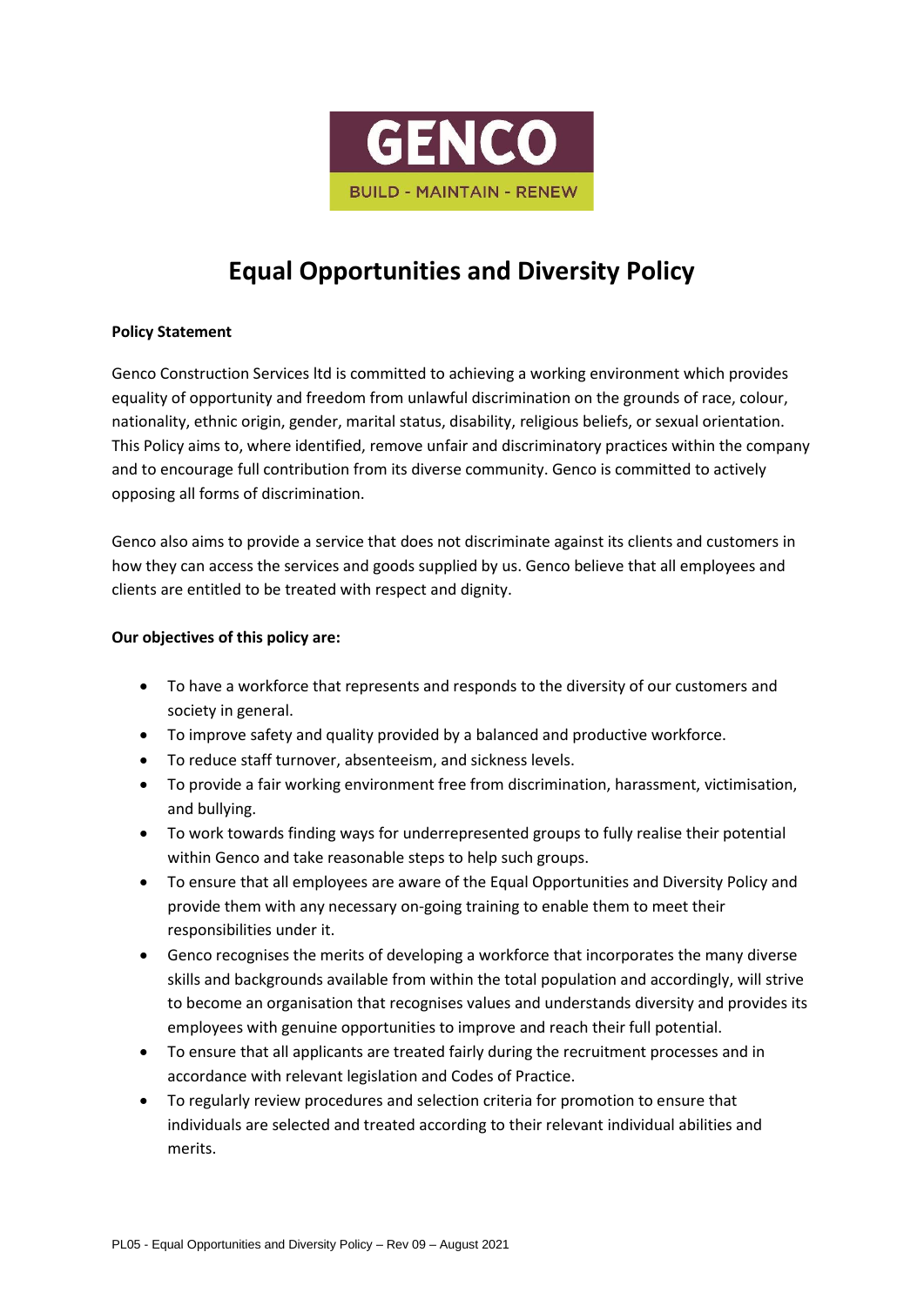GENCO

BUILD - MAINTAIN - RENEW

# Equal Opportunities and Diversity Policy

**Policy Statement**

Genco Construction Services ltd is committed to achieving a working environment which provides equality of opportunity and freedom from unlawful discrimination on the grounds of race, colour, nationality, ethnic origin, gender, marital status, disability, religious beliefs, or sexual orientation. This Policy aims to, where identified, remove unfair and discriminatory practices within the company and to encourage full contribution from its diverse community. Genco is committed to actively opposing all forms of discrimination.

Genco also aims to provide a service that does not discriminate against its clients and customers in how they can access the services and goods supplied by us. Genco believe that all employees and clients are entitled to be treated with respect and dignity.

**Our objectives of this policy are:**

- To have a workforce that represents and responds to the diversity of our customers and society in general.
- To improve safety and quality provided by a balanced and productive workforce.
- To reduce staff turnover, absenteeism, and sickness levels.
- To provide a fair working environment free from discrimination, harassment, victimisation, and bullying.
- To work towards finding ways for underrepresented groups to fully realise their potential within Genco and take reasonable steps to help such groups.
- To ensure that all employees are aware of the Equal Opportunities and Diversity Policy and provide them with any necessary on-going training to enable them to meet their responsibilities under it.
- Genco recognises the merits of developing a workforce that incorporates the many diverse skills and backgrounds available from within the total population and accordingly, will strive to become an organisation that recognises values and understands diversity and provides its employees with genuine opportunities to improve and reach their full potential.
- To ensure that all applicants are treated fairly during the recruitment processes and in accordance with relevant legislation and Codes of Practice.
- To regularly review procedures and selection criteria for promotion to ensure that individuals are selected and treated according to their relevant individual abilities and merits.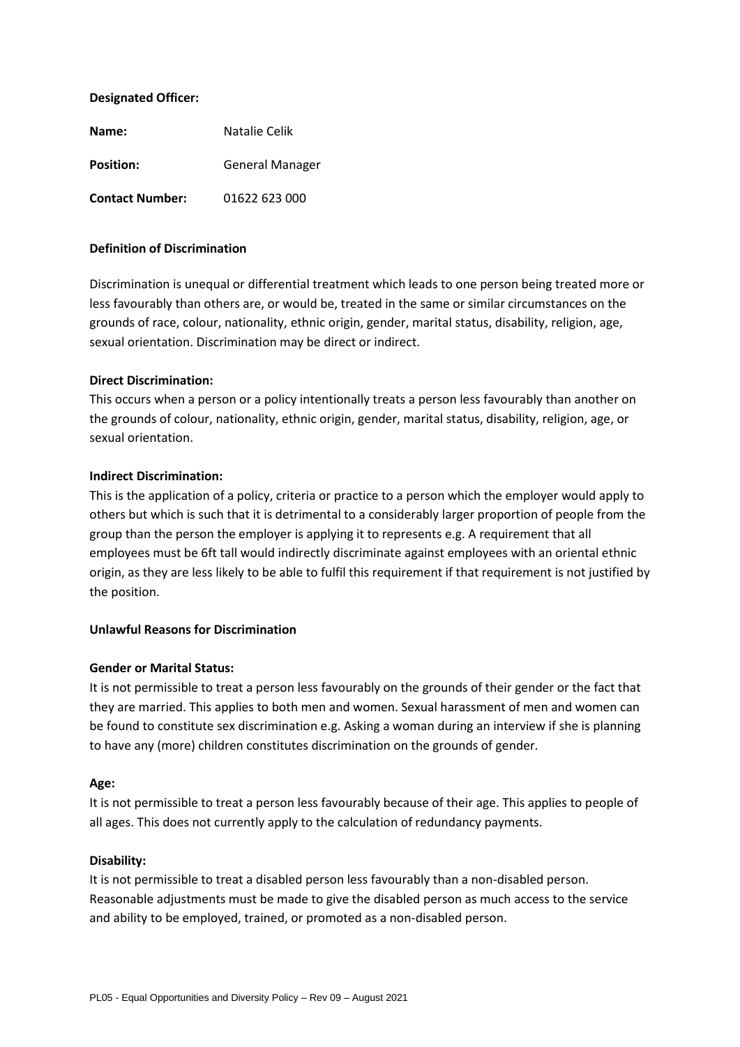**Designated Officer:**

**Name:** Natalie Celik

**Position:** General Manager

**Contact Number:** 01622 623 000

**Definition of Discrimination**

Discrimination is unequal or differential treatment which leads to one person being treated more or less favourably than others are, or would be, treated in the same or similar circumstances on the grounds of race, colour, nationality, ethnic origin, gender, marital status, disability, religion, age, sexual orientation. Discrimination may be direct or indirect.

**Direct Discrimination:**
This occurs when a person or a policy intentionally treats a person less favourably than another on the grounds of colour, nationality, ethnic origin, gender, marital status, disability, religion, age, or sexual orientation.

**Indirect Discrimination:**
This is the application of a policy, criteria or practice to a person which the employer would apply to others but which is such that it is detrimental to a considerably larger proportion of people from the group than the person the employer is applying it to represents e.g. A requirement that all employees must be 6ft tall would indirectly discriminate against employees with an oriental ethnic origin, as they are less likely to be able to fulfil this requirement if that requirement is not justified by the position.

**Unlawful Reasons for Discrimination**

**Gender or Marital Status:**
It is not permissible to treat a person less favourably on the grounds of their gender or the fact that they are married. This applies to both men and women. Sexual harassment of men and women can be found to constitute sex discrimination e.g. Asking a woman during an interview if she is planning to have any (more) children constitutes discrimination on the grounds of gender.

**Age:**
It is not permissible to treat a person less favourably because of their age. This applies to people of all ages. This does not currently apply to the calculation of redundancy payments.

**Disability:**
It is not permissible to treat a disabled person less favourably than a non-disabled person. Reasonable adjustments must be made to give the disabled person as much access to the service and ability to be employed, trained, or promoted as a non-disabled person.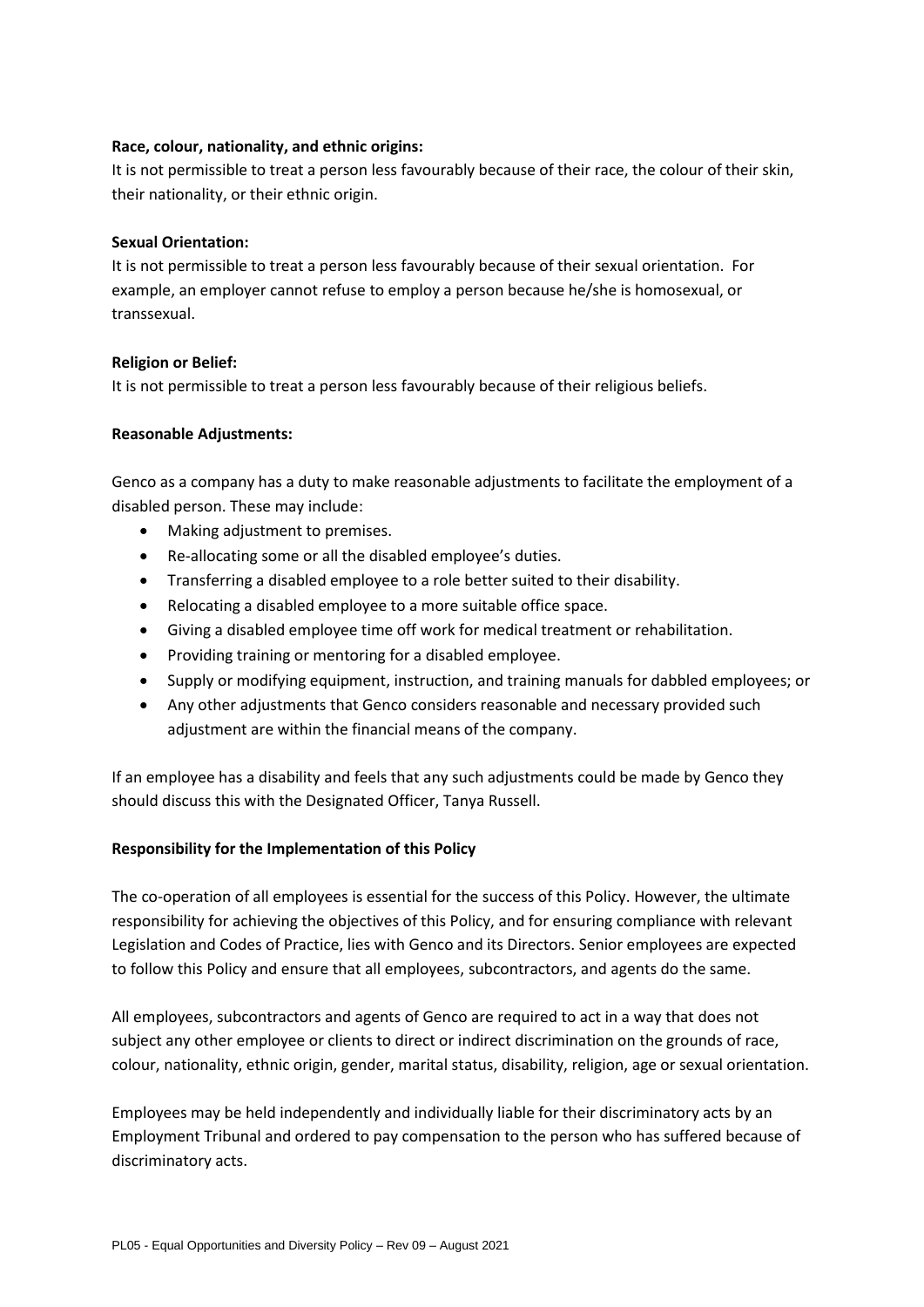**Race, colour, nationality, and ethnic origins:**
It is not permissible to treat a person less favourably because of their race, the colour of their skin, their nationality, or their ethnic origin.

**Sexual Orientation:**
It is not permissible to treat a person less favourably because of their sexual orientation. For example, an employer cannot refuse to employ a person because he/she is homosexual, or transsexual.

**Religion or Belief:**
It is not permissible to treat a person less favourably because of their religious beliefs.

**Reasonable Adjustments:**

Genco as a company has a duty to make reasonable adjustments to facilitate the employment of a disabled person. These may include:

- Making adjustment to premises.
- Re-allocating some or all the disabled employee's duties.
- Transferring a disabled employee to a role better suited to their disability.
- Relocating a disabled employee to a more suitable office space.
- Giving a disabled employee time off work for medical treatment or rehabilitation.
- Providing training or mentoring for a disabled employee.
- Supply or modifying equipment, instruction, and training manuals for dabbled employees; or
- Any other adjustments that Genco considers reasonable and necessary provided such adjustment are within the financial means of the company.

If an employee has a disability and feels that any such adjustments could be made by Genco they should discuss this with the Designated Officer, Tanya Russell.

**Responsibility for the Implementation of this Policy**

The co-operation of all employees is essential for the success of this Policy. However, the ultimate responsibility for achieving the objectives of this Policy, and for ensuring compliance with relevant Legislation and Codes of Practice, lies with Genco and its Directors. Senior employees are expected to follow this Policy and ensure that all employees, subcontractors, and agents do the same.

All employees, subcontractors and agents of Genco are required to act in a way that does not subject any other employee or clients to direct or indirect discrimination on the grounds of race, colour, nationality, ethnic origin, gender, marital status, disability, religion, age or sexual orientation.

Employees may be held independently and individually liable for their discriminatory acts by an Employment Tribunal and ordered to pay compensation to the person who has suffered because of discriminatory acts.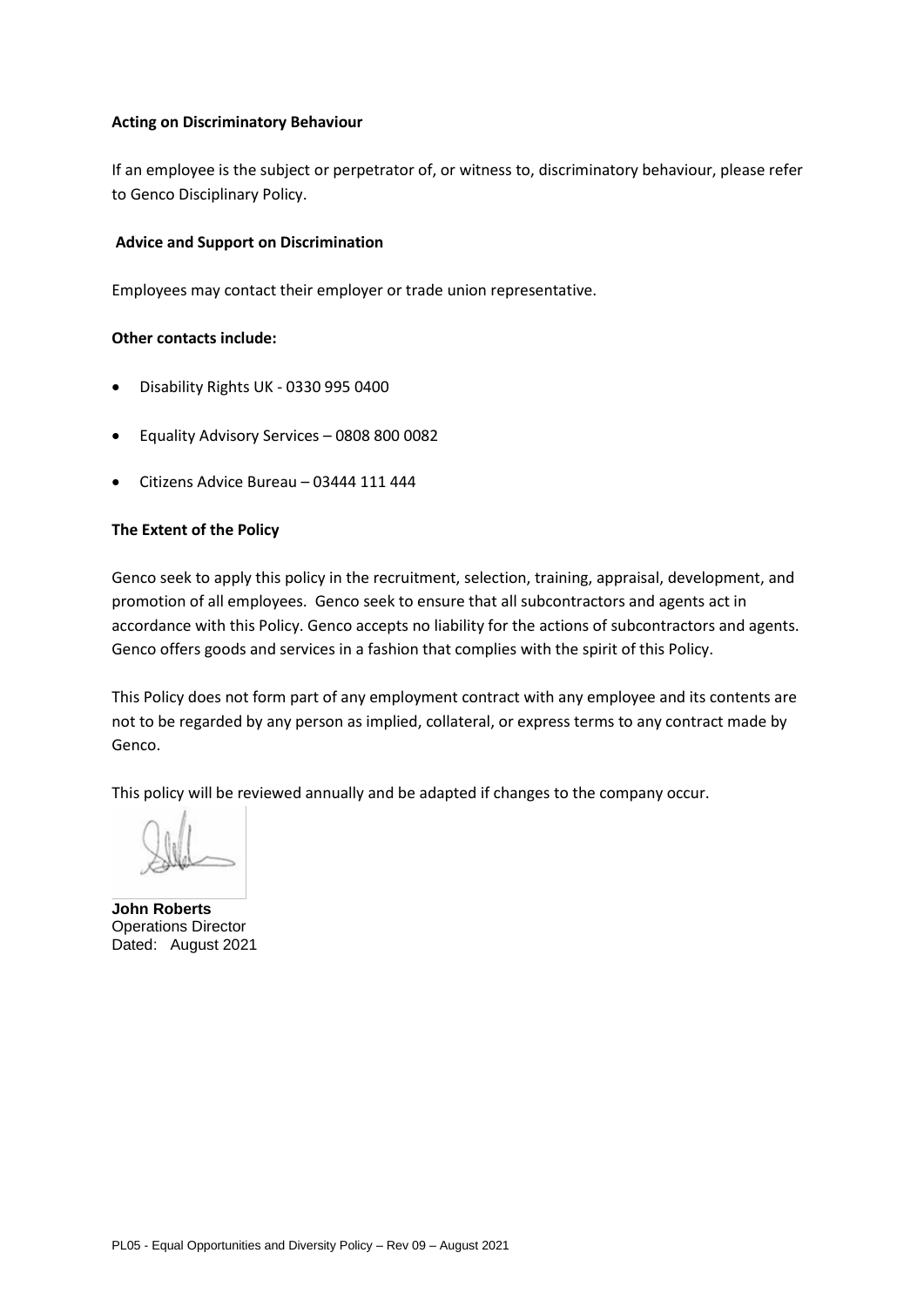**Acting on Discriminatory Behaviour**

If an employee is the subject or perpetrator of, or witness to, discriminatory behaviour, please refer to Genco Disciplinary Policy.

**Advice and Support on Discrimination**

Employees may contact their employer or trade union representative.

**Other contacts include:**

- Disability Rights UK - 0330 995 0400
- Equality Advisory Services – 0808 800 0082
- Citizens Advice Bureau – 03444 111 444

**The Extent of the Policy**

Genco seek to apply this policy in the recruitment, selection, training, appraisal, development, and promotion of all employees. Genco seek to ensure that all subcontractors and agents act in accordance with this Policy. Genco accepts no liability for the actions of subcontractors and agents. Genco offers goods and services in a fashion that complies with the spirit of this Policy.

This Policy does not form part of any employment contract with any employee and its contents are not to be regarded by any person as implied, collateral, or express terms to any contract made by Genco.

This policy will be reviewed annually and be adapted if changes to the company occur.

**John Roberts**
Operations Director
Dated: August 2021